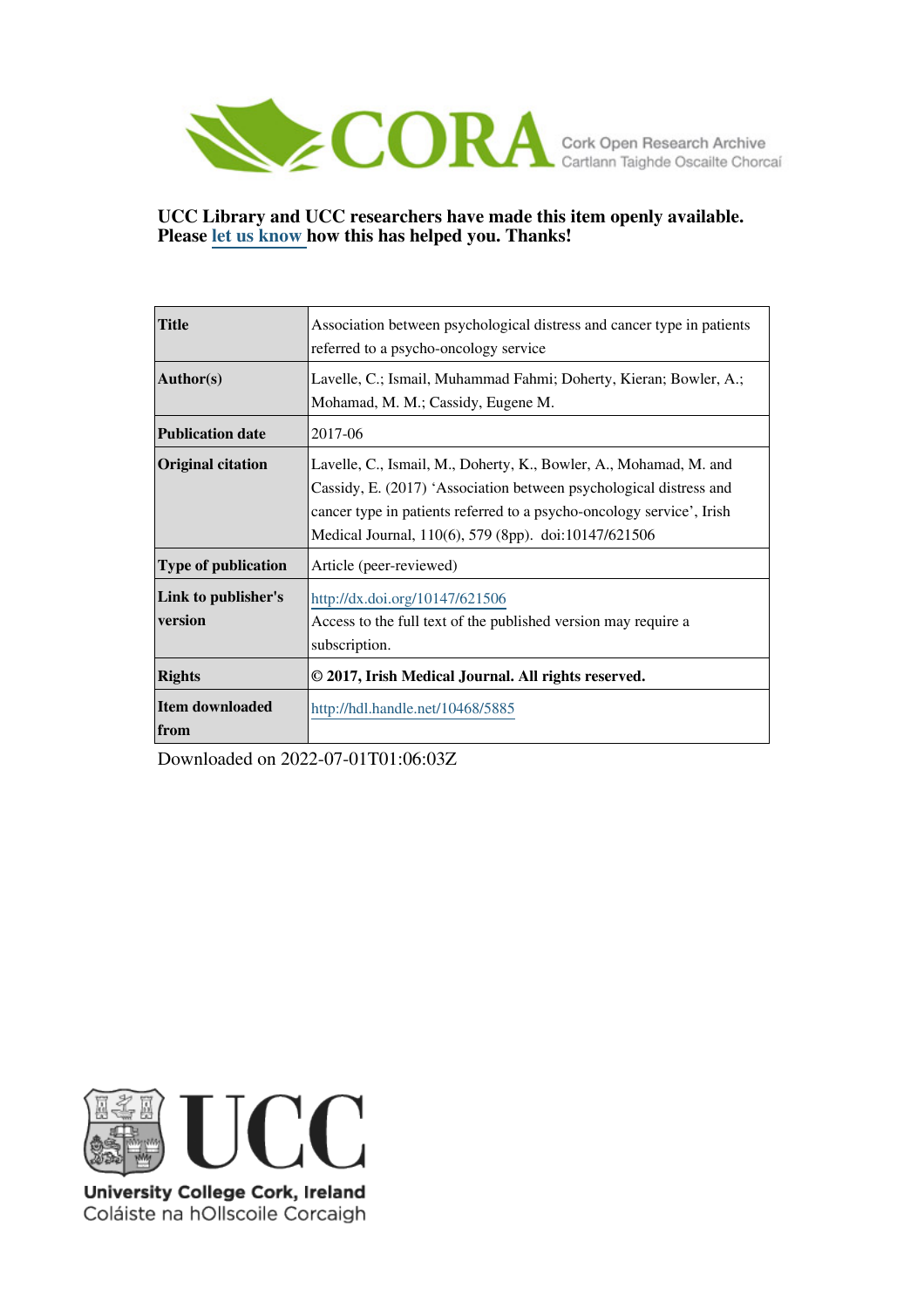UCC Library and UCC researchers have made this item openly available. Please let us know how this has helped you. Thanks!

| | |
|---|---|
| **Title** | Association between psychological distress and cancer type in patients referred to a psycho-oncology service |
| **Author(s)** | Lavelle, C.; Ismail, Muhammad Fahmi; Doherty, Kieran; Bowler, A.; Mohamad, M. M.; Cassidy, Eugene M. |
| **Publication date** | 2017-06 |
| **Original citation** | Lavelle, C., Ismail, M., Doherty, K., Bowler, A., Mohamad, M. and Cassidy, E. (2017) 'Association between psychological distress and cancer type in patients referred to a psycho-oncology service', Irish Medical Journal, 110(6), 579 (8pp). doi:10147/621506 |
| **Type of publication** | Article (peer-reviewed) |
| **Link to publisher's version** | http://dx.doi.org/10147/621506 Access to the full text of the published version may require a subscription. |
| **Rights** | **© 2017, Irish Medical Journal. All rights reserved.** |
| **Item downloaded from** | http://hdl.handle.net/10468/5885 |

Downloaded on 2022-07-01T01:06:03Z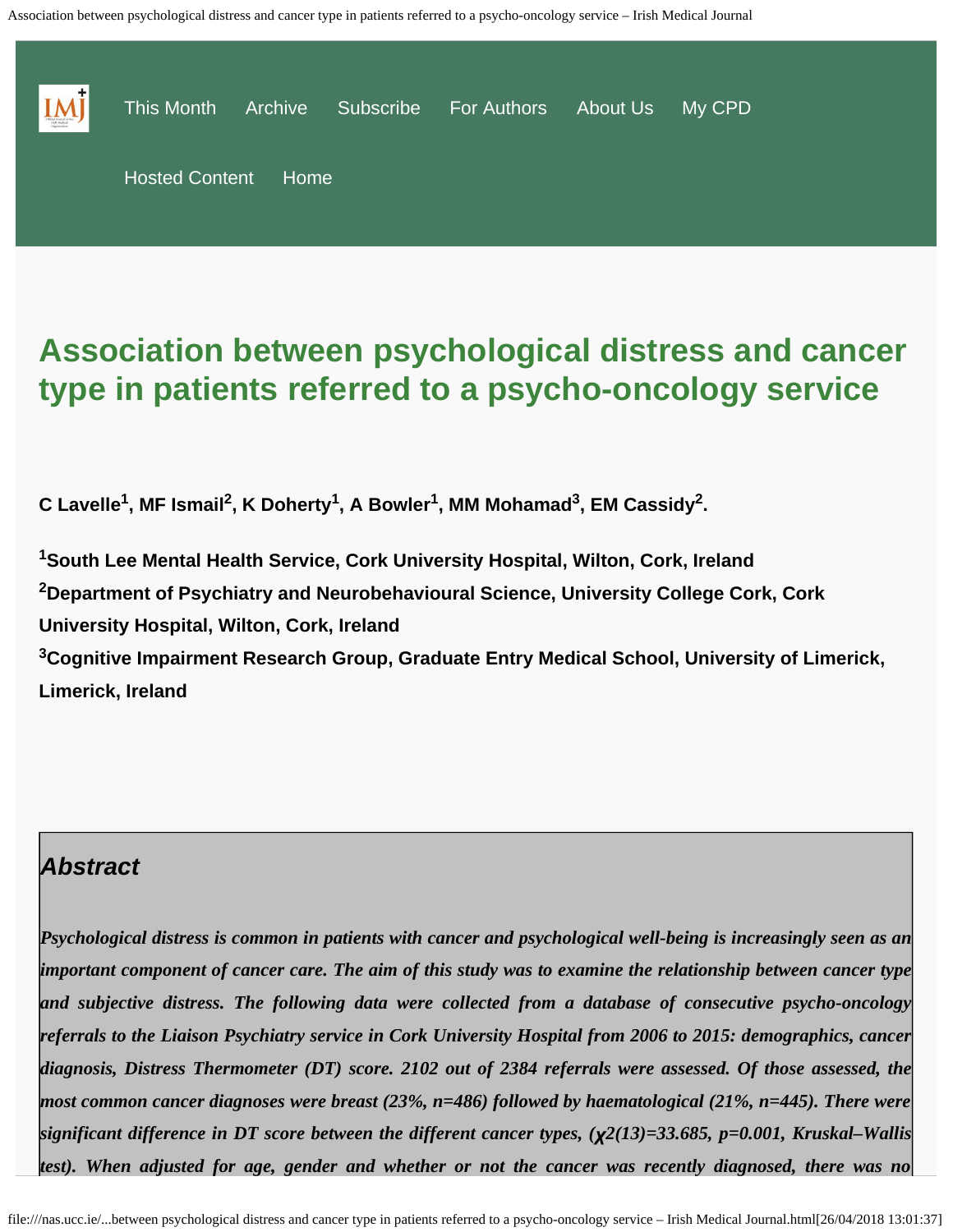# Association between psychological distress and cancer type in patients referred to a psycho-oncology service

**C Lavelle[1], MF Ismail[2], K Doherty[1], A Bowler[1], MM Mohamad[3], EM Cassidy[2].**

**[1]South Lee Mental Health Service, Cork University Hospital, Wilton, Cork, Ireland**
**[2]Department of Psychiatry and Neurobehavioural Science, University College Cork, Cork University Hospital, Wilton, Cork, Ireland**
**[3]Cognitive Impairment Research Group, Graduate Entry Medical School, University of Limerick, Limerick, Ireland**

## *Abstract*

***Psychological distress is common in patients with cancer and psychological well-being is increasingly seen as an important component of cancer care. The aim of this study was to examine the relationship between cancer type and subjective distress. The following data were collected from a database of consecutive psycho-oncology referrals to the Liaison Psychiatry service in Cork University Hospital from 2006 to 2015: demographics, cancer diagnosis, Distress Thermometer (DT) score. 2102 out of 2384 referrals were assessed. Of those assessed, the most common cancer diagnoses were breast (23%, n=486) followed by haematological (21%, n=445). There were significant difference in DT score between the different cancer types, ($\chi^2(13)=33.685$, $p=0.001$, Kruskal–Wallis test). When adjusted for age, gender and whether or not the cancer was recently diagnosed, there was no***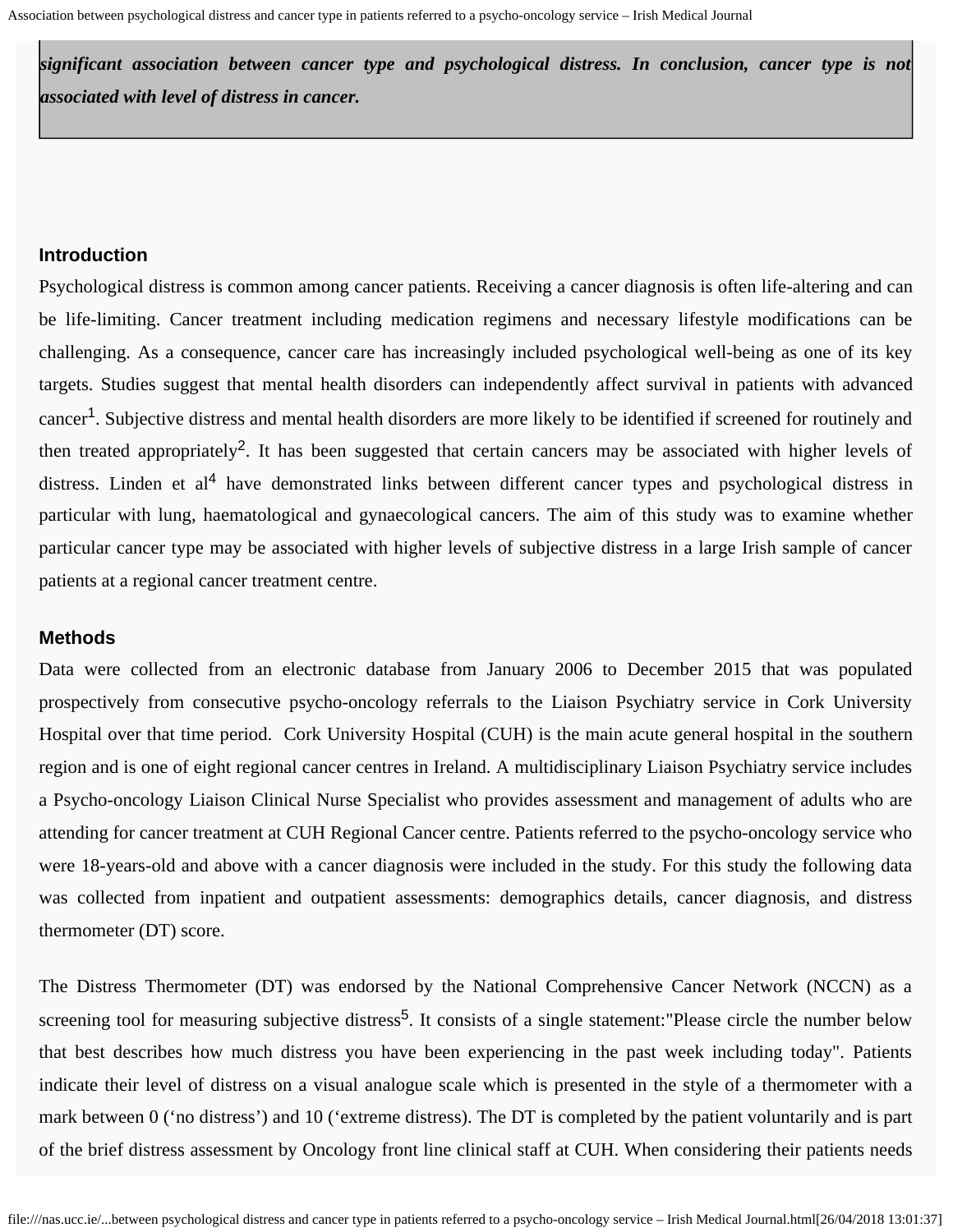***significant association between cancer type and psychological distress. In conclusion, cancer type is not associated with level of distress in cancer.***

#### Introduction

Psychological distress is common among cancer patients. Receiving a cancer diagnosis is often life-altering and can be life-limiting. Cancer treatment including medication regimens and necessary lifestyle modifications can be challenging. As a consequence, cancer care has increasingly included psychological well-being as one of its key targets. Studies suggest that mental health disorders can independently affect survival in patients with advanced cancer[1]. Subjective distress and mental health disorders are more likely to be identified if screened for routinely and then treated appropriately[2]. It has been suggested that certain cancers may be associated with higher levels of distress. Linden et al[4] have demonstrated links between different cancer types and psychological distress in particular with lung, haematological and gynaecological cancers. The aim of this study was to examine whether particular cancer type may be associated with higher levels of subjective distress in a large Irish sample of cancer patients at a regional cancer treatment centre.

#### Methods

Data were collected from an electronic database from January 2006 to December 2015 that was populated prospectively from consecutive psycho-oncology referrals to the Liaison Psychiatry service in Cork University Hospital over that time period. Cork University Hospital (CUH) is the main acute general hospital in the southern region and is one of eight regional cancer centres in Ireland. A multidisciplinary Liaison Psychiatry service includes a Psycho-oncology Liaison Clinical Nurse Specialist who provides assessment and management of adults who are attending for cancer treatment at CUH Regional Cancer centre. Patients referred to the psycho-oncology service who were 18-years-old and above with a cancer diagnosis were included in the study. For this study the following data was collected from inpatient and outpatient assessments: demographics details, cancer diagnosis, and distress thermometer (DT) score.

The Distress Thermometer (DT) was endorsed by the National Comprehensive Cancer Network (NCCN) as a screening tool for measuring subjective distress[5]. It consists of a single statement:"Please circle the number below that best describes how much distress you have been experiencing in the past week including today". Patients indicate their level of distress on a visual analogue scale which is presented in the style of a thermometer with a mark between 0 ('no distress') and 10 ('extreme distress). The DT is completed by the patient voluntarily and is part of the brief distress assessment by Oncology front line clinical staff at CUH. When considering their patients needs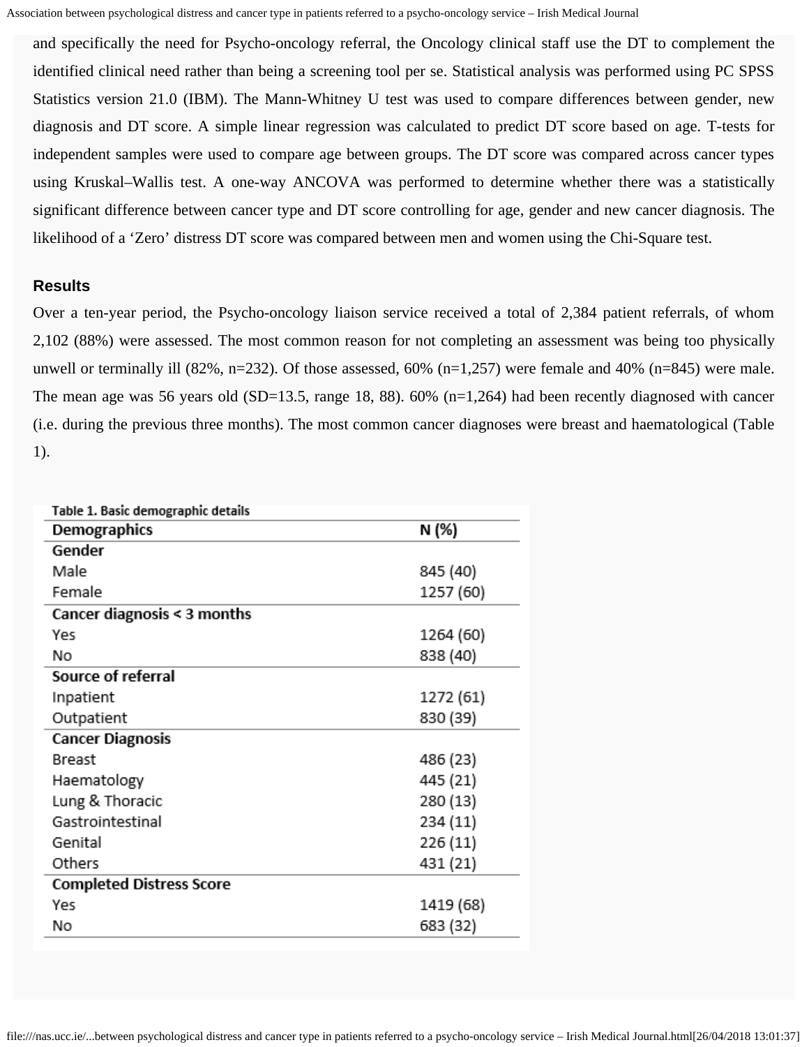and specifically the need for Psycho-oncology referral, the Oncology clinical staff use the DT to complement the identified clinical need rather than being a screening tool per se. Statistical analysis was performed using PC SPSS Statistics version 21.0 (IBM). The Mann-Whitney U test was used to compare differences between gender, new diagnosis and DT score. A simple linear regression was calculated to predict DT score based on age. T-tests for independent samples were used to compare age between groups. The DT score was compared across cancer types using Kruskal–Wallis test. A one-way ANCOVA was performed to determine whether there was a statistically significant difference between cancer type and DT score controlling for age, gender and new cancer diagnosis. The likelihood of a 'Zero' distress DT score was compared between men and women using the Chi-Square test.

## Results

Over a ten-year period, the Psycho-oncology liaison service received a total of 2,384 patient referrals, of whom 2,102 (88%) were assessed. The most common reason for not completing an assessment was being too physically unwell or terminally ill (82%, n=232). Of those assessed, 60% (n=1,257) were female and 40% (n=845) were male. The mean age was 56 years old (SD=13.5, range 18, 88). 60% (n=1,264) had been recently diagnosed with cancer (i.e. during the previous three months). The most common cancer diagnoses were breast and haematological (Table 1).

Table 1. Basic demographic details

| Demographics | N (%) |
|---|---|
| **Gender** | |
| Male | 845 (40) |
| Female | 1257 (60) |
| **Cancer diagnosis < 3 months** | |
| Yes | 1264 (60) |
| No | 838 (40) |
| **Source of referral** | |
| Inpatient | 1272 (61) |
| Outpatient | 830 (39) |
| **Cancer Diagnosis** | |
| Breast | 486 (23) |
| Haematology | 445 (21) |
| Lung & Thoracic | 280 (13) |
| Gastrointestinal | 234 (11) |
| Genital | 226 (11) |
| Others | 431 (21) |
| **Completed Distress Score** | |
| Yes | 1419 (68) |
| No | 683 (32) |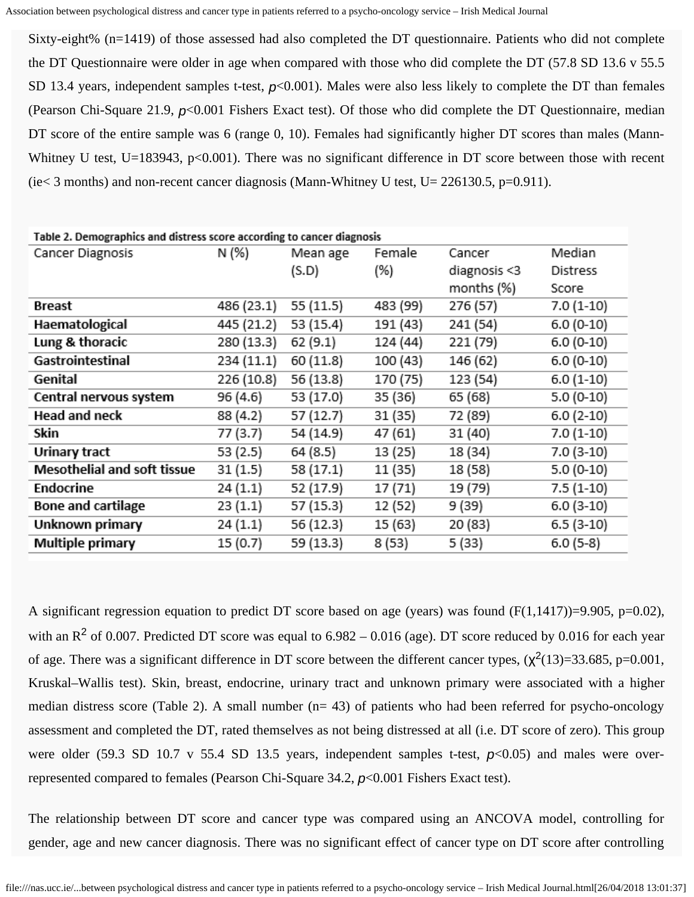Sixty-eight% (n=1419) of those assessed had also completed the DT questionnaire. Patients who did not complete the DT Questionnaire were older in age when compared with those who did complete the DT (57.8 SD 13.6 v 55.5 SD 13.4 years, independent samples t-test, $p<0.001$). Males were also less likely to complete the DT than females (Pearson Chi-Square 21.9, $p<0.001$ Fishers Exact test). Of those who did complete the DT Questionnaire, median DT score of the entire sample was 6 (range 0, 10). Females had significantly higher DT scores than males (Mann-Whitney U test, U=183943, p<0.001). There was no significant difference in DT score between those with recent (ie< 3 months) and non-recent cancer diagnosis (Mann-Whitney U test, U= 226130.5, p=0.911).

Table 2. Demographics and distress score according to cancer diagnosis

| Cancer Diagnosis | N (%) | Mean age (S.D) | Female (%) | Cancer diagnosis <3 months (%) | Median Distress Score |
|---|---|---|---|---|---|
| **Breast** | 486 (23.1) | 55 (11.5) | 483 (99) | 276 (57) | 7.0 (1-10) |
| **Haematological** | 445 (21.2) | 53 (15.4) | 191 (43) | 241 (54) | 6.0 (0-10) |
| **Lung & thoracic** | 280 (13.3) | 62 (9.1) | 124 (44) | 221 (79) | 6.0 (0-10) |
| **Gastrointestinal** | 234 (11.1) | 60 (11.8) | 100 (43) | 146 (62) | 6.0 (0-10) |
| **Genital** | 226 (10.8) | 56 (13.8) | 170 (75) | 123 (54) | 6.0 (1-10) |
| **Central nervous system** | 96 (4.6) | 53 (17.0) | 35 (36) | 65 (68) | 5.0 (0-10) |
| **Head and neck** | 88 (4.2) | 57 (12.7) | 31 (35) | 72 (89) | 6.0 (2-10) |
| **Skin** | 77 (3.7) | 54 (14.9) | 47 (61) | 31 (40) | 7.0 (1-10) |
| **Urinary tract** | 53 (2.5) | 64 (8.5) | 13 (25) | 18 (34) | 7.0 (3-10) |
| **Mesothelial and soft tissue** | 31 (1.5) | 58 (17.1) | 11 (35) | 18 (58) | 5.0 (0-10) |
| **Endocrine** | 24 (1.1) | 52 (17.9) | 17 (71) | 19 (79) | 7.5 (1-10) |
| **Bone and cartilage** | 23 (1.1) | 57 (15.3) | 12 (52) | 9 (39) | 6.0 (3-10) |
| **Unknown primary** | 24 (1.1) | 56 (12.3) | 15 (63) | 20 (83) | 6.5 (3-10) |
| **Multiple primary** | 15 (0.7) | 59 (13.3) | 8 (53) | 5 (33) | 6.0 (5-8) |

A significant regression equation to predict DT score based on age (years) was found ($F(1,1417)$)=9.905, p=0.02), with an $R^2$ of 0.007. Predicted DT score was equal to 6.982 – 0.016 (age). DT score reduced by 0.016 for each year of age. There was a significant difference in DT score between the different cancer types, ($\chi^2(13)$=33.685, p=0.001, Kruskal–Wallis test). Skin, breast, endocrine, urinary tract and unknown primary were associated with a higher median distress score (Table 2). A small number (n= 43) of patients who had been referred for psycho-oncology assessment and completed the DT, rated themselves as not being distressed at all (i.e. DT score of zero). This group were older (59.3 SD 10.7 v 55.4 SD 13.5 years, independent samples t-test, $p<0.05$) and males were over-represented compared to females (Pearson Chi-Square 34.2, $p<0.001$ Fishers Exact test).

The relationship between DT score and cancer type was compared using an ANCOVA model, controlling for gender, age and new cancer diagnosis. There was no significant effect of cancer type on DT score after controlling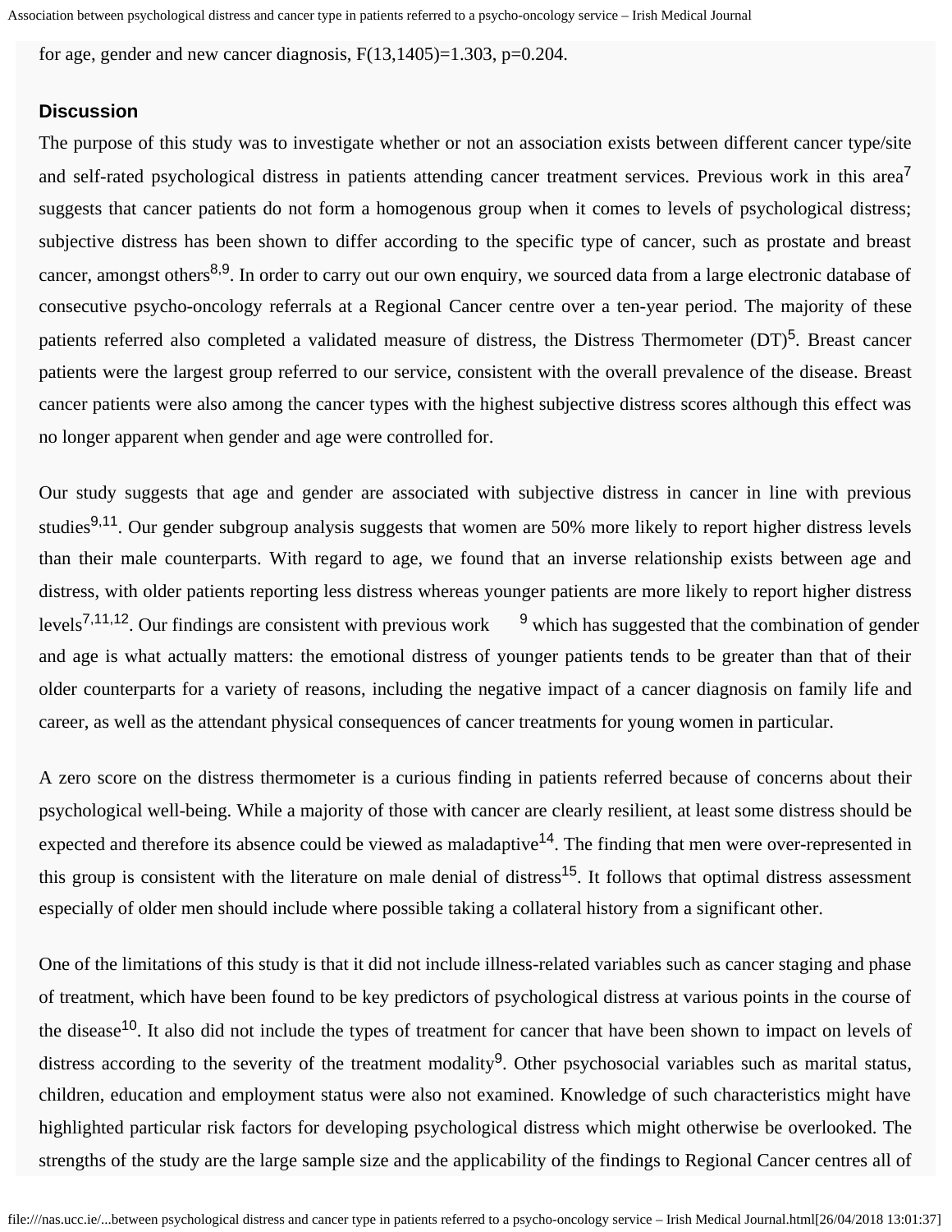for age, gender and new cancer diagnosis, $F(13,1405)=1.303$, $p=0.204$.

## Discussion

The purpose of this study was to investigate whether or not an association exists between different cancer type/site and self-rated psychological distress in patients attending cancer treatment services. Previous work in this area[7] suggests that cancer patients do not form a homogenous group when it comes to levels of psychological distress; subjective distress has been shown to differ according to the specific type of cancer, such as prostate and breast cancer, amongst others[8,9]. In order to carry out our own enquiry, we sourced data from a large electronic database of consecutive psycho-oncology referrals at a Regional Cancer centre over a ten-year period. The majority of these patients referred also completed a validated measure of distress, the Distress Thermometer (DT)[5]. Breast cancer patients were the largest group referred to our service, consistent with the overall prevalence of the disease. Breast cancer patients were also among the cancer types with the highest subjective distress scores although this effect was no longer apparent when gender and age were controlled for.

Our study suggests that age and gender are associated with subjective distress in cancer in line with previous studies[9,11]. Our gender subgroup analysis suggests that women are 50% more likely to report higher distress levels than their male counterparts. With regard to age, we found that an inverse relationship exists between age and distress, with older patients reporting less distress whereas younger patients are more likely to report higher distress levels[7,11,12]. Our findings are consistent with previous work [9] which has suggested that the combination of gender and age is what actually matters: the emotional distress of younger patients tends to be greater than that of their older counterparts for a variety of reasons, including the negative impact of a cancer diagnosis on family life and career, as well as the attendant physical consequences of cancer treatments for young women in particular.

A zero score on the distress thermometer is a curious finding in patients referred because of concerns about their psychological well-being. While a majority of those with cancer are clearly resilient, at least some distress should be expected and therefore its absence could be viewed as maladaptive[14]. The finding that men were over-represented in this group is consistent with the literature on male denial of distress[15]. It follows that optimal distress assessment especially of older men should include where possible taking a collateral history from a significant other.

One of the limitations of this study is that it did not include illness-related variables such as cancer staging and phase of treatment, which have been found to be key predictors of psychological distress at various points in the course of the disease[10]. It also did not include the types of treatment for cancer that have been shown to impact on levels of distress according to the severity of the treatment modality[9]. Other psychosocial variables such as marital status, children, education and employment status were also not examined. Knowledge of such characteristics might have highlighted particular risk factors for developing psychological distress which might otherwise be overlooked. The strengths of the study are the large sample size and the applicability of the findings to Regional Cancer centres all of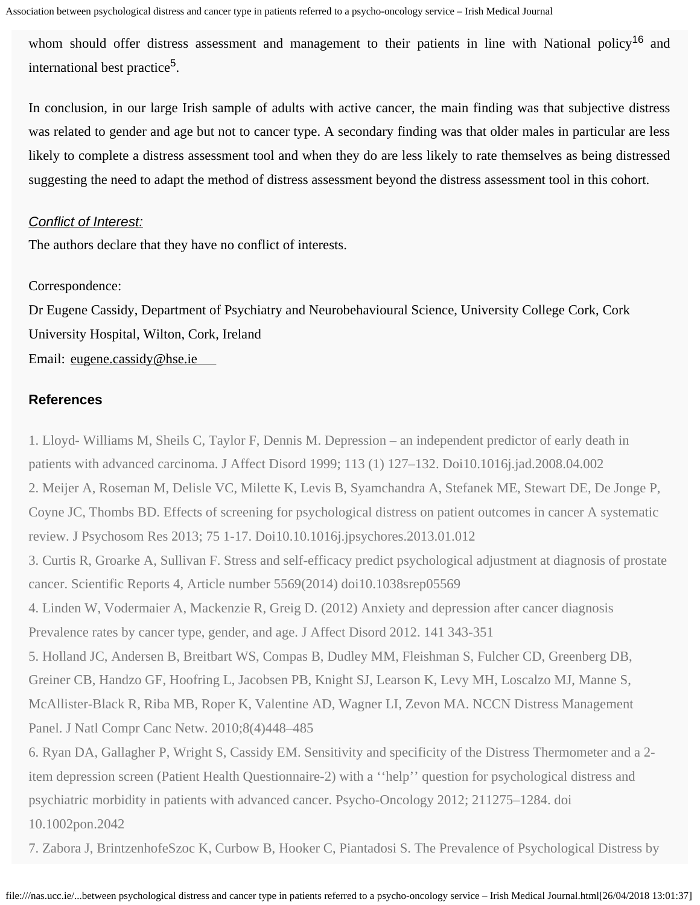whom should offer distress assessment and management to their patients in line with National policy[16] and international best practice[5].

In conclusion, in our large Irish sample of adults with active cancer, the main finding was that subjective distress was related to gender and age but not to cancer type. A secondary finding was that older males in particular are less likely to complete a distress assessment tool and when they do are less likely to rate themselves as being distressed suggesting the need to adapt the method of distress assessment beyond the distress assessment tool in this cohort.

*Conflict of Interest:*

The authors declare that they have no conflict of interests.

Correspondence:

Dr Eugene Cassidy, Department of Psychiatry and Neurobehavioural Science, University College Cork, Cork University Hospital, Wilton, Cork, Ireland

Email: eugene.cassidy@hse.ie

### References

1. Lloyd- Williams M, Sheils C, Taylor F, Dennis M. Depression – an independent predictor of early death in patients with advanced carcinoma. J Affect Disord 1999; 113 (1) 127–132. Doi10.1016j.jad.2008.04.002
2. Meijer A, Roseman M, Delisle VC, Milette K, Levis B, Syamchandra A, Stefanek ME, Stewart DE, De Jonge P, Coyne JC, Thombs BD. Effects of screening for psychological distress on patient outcomes in cancer A systematic review. J Psychosom Res 2013; 75 1-17. Doi10.10.1016j.jpsychores.2013.01.012
3. Curtis R, Groarke A, Sullivan F. Stress and self-efficacy predict psychological adjustment at diagnosis of prostate cancer. Scientific Reports 4, Article number 5569(2014) doi10.1038srep05569
4. Linden W, Vodermaier A, Mackenzie R, Greig D. (2012) Anxiety and depression after cancer diagnosis Prevalence rates by cancer type, gender, and age. J Affect Disord 2012. 141 343-351
5. Holland JC, Andersen B, Breitbart WS, Compas B, Dudley MM, Fleishman S, Fulcher CD, Greenberg DB, Greiner CB, Handzo GF, Hoofring L, Jacobsen PB, Knight SJ, Learson K, Levy MH, Loscalzo MJ, Manne S, McAllister-Black R, Riba MB, Roper K, Valentine AD, Wagner LI, Zevon MA. NCCN Distress Management Panel. J Natl Compr Canc Netw. 2010;8(4)448–485
6. Ryan DA, Gallagher P, Wright S, Cassidy EM. Sensitivity and specificity of the Distress Thermometer and a 2-item depression screen (Patient Health Questionnaire-2) with a ''help'' question for psychological distress and psychiatric morbidity in patients with advanced cancer. Psycho-Oncology 2012; 211275–1284. doi 10.1002pon.2042
7. Zabora J, BrintzenhofeSzoc K, Curbow B, Hooker C, Piantadosi S. The Prevalence of Psychological Distress by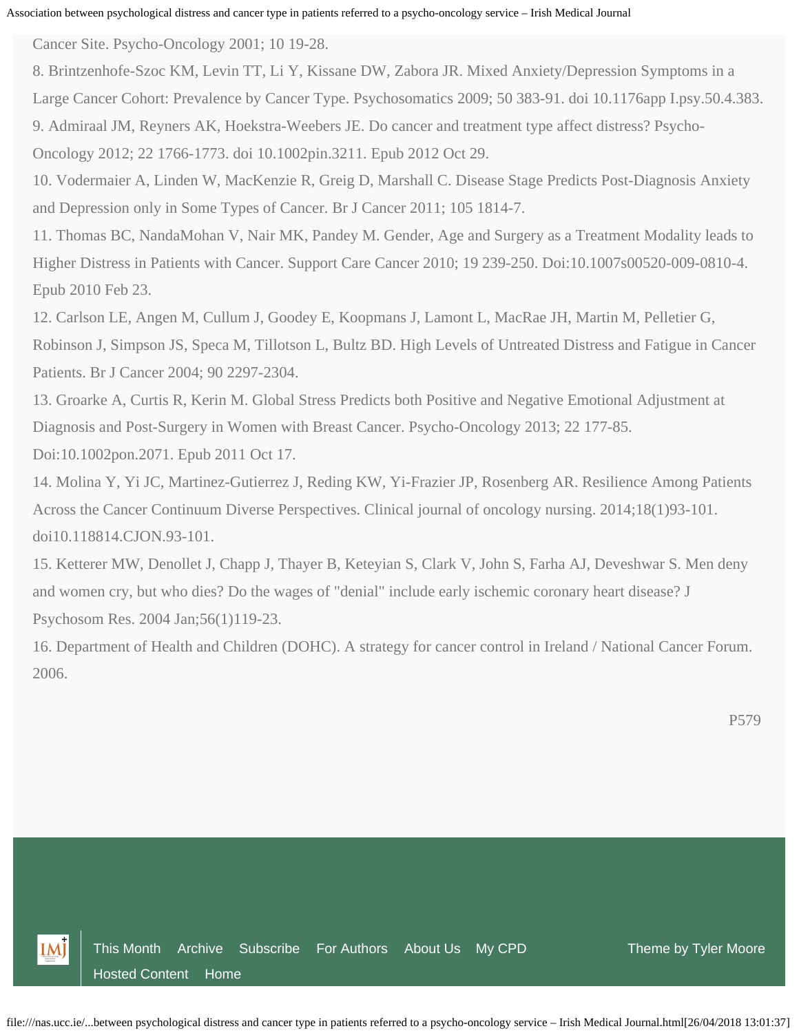Cancer Site. Psycho-Oncology 2001; 10 19-28.

8. Brintzenhofe-Szoc KM, Levin TT, Li Y, Kissane DW, Zabora JR. Mixed Anxiety/Depression Symptoms in a Large Cancer Cohort: Prevalence by Cancer Type. Psychosomatics 2009; 50 383-91. doi 10.1176app I.psy.50.4.383.

9. Admiraal JM, Reyners AK, Hoekstra-Weebers JE. Do cancer and treatment type affect distress? Psycho-Oncology 2012; 22 1766-1773. doi 10.1002pin.3211. Epub 2012 Oct 29.

10. Vodermaier A, Linden W, MacKenzie R, Greig D, Marshall C. Disease Stage Predicts Post-Diagnosis Anxiety and Depression only in Some Types of Cancer. Br J Cancer 2011; 105 1814-7.

11. Thomas BC, NandaMohan V, Nair MK, Pandey M. Gender, Age and Surgery as a Treatment Modality leads to Higher Distress in Patients with Cancer. Support Care Cancer 2010; 19 239-250. Doi:10.1007s00520-009-0810-4. Epub 2010 Feb 23.

12. Carlson LE, Angen M, Cullum J, Goodey E, Koopmans J, Lamont L, MacRae JH, Martin M, Pelletier G, Robinson J, Simpson JS, Speca M, Tillotson L, Bultz BD. High Levels of Untreated Distress and Fatigue in Cancer Patients. Br J Cancer 2004; 90 2297-2304.

13. Groarke A, Curtis R, Kerin M. Global Stress Predicts both Positive and Negative Emotional Adjustment at Diagnosis and Post-Surgery in Women with Breast Cancer. Psycho-Oncology 2013; 22 177-85. Doi:10.1002pon.2071. Epub 2011 Oct 17.

14. Molina Y, Yi JC, Martinez-Gutierrez J, Reding KW, Yi-Frazier JP, Rosenberg AR. Resilience Among Patients Across the Cancer Continuum Diverse Perspectives. Clinical journal of oncology nursing. 2014;18(1)93-101. doi10.118814.CJON.93-101.

15. Ketterer MW, Denollet J, Chapp J, Thayer B, Keteyian S, Clark V, John S, Farha AJ, Deveshwar S. Men deny and women cry, but who dies? Do the wages of "denial" include early ischemic coronary heart disease? J Psychosom Res. 2004 Jan;56(1)119-23.

16. Department of Health and Children (DOHC). A strategy for cancer control in Ireland / National Cancer Forum. 2006.

P579